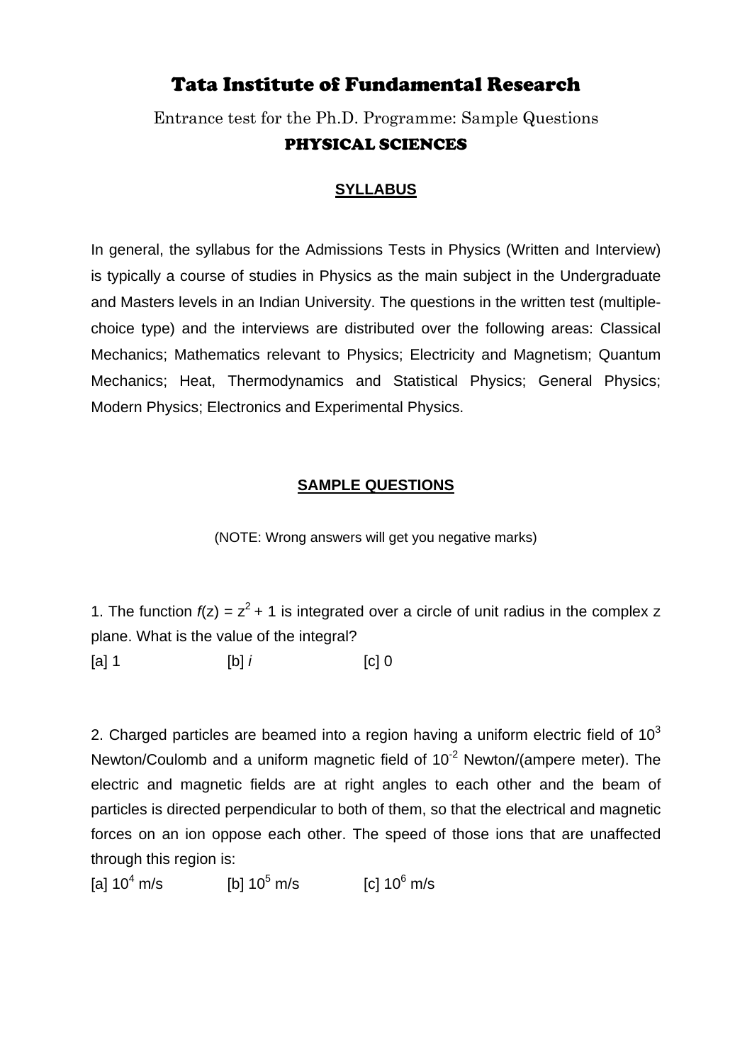# Tata Institute of Fundamental Research

Entrance test for the Ph.D. Programme: Sample Questions

## PHYSICAL SCIENCES

### SYLLABUS

In general, the syllabus for the Admissions Tests in Physics (Written and Interview) is typically a course of studies in Physics as the main subject in the Undergraduate and Masters levels in an Indian University. The questions in the written test (multiple-choice type) and the interviews are distributed over the following areas: Classical Mechanics; Mathematics relevant to Physics; Electricity and Magnetism; Quantum Mechanics; Heat, Thermodynamics and Statistical Physics; General Physics; Modern Physics; Electronics and Experimental Physics.

### SAMPLE QUESTIONS

(NOTE: Wrong answers will get you negative marks)

1. The function $f(z) = z^2 + 1$ is integrated over a circle of unit radius in the complex z plane. What is the value of the integral?

[a] 1 [b] *i* [c] 0

2. Charged particles are beamed into a region having a uniform electric field of $10^3$ Newton/Coulomb and a uniform magnetic field of $10^{-2}$ Newton/(ampere meter). The electric and magnetic fields are at right angles to each other and the beam of particles is directed perpendicular to both of them, so that the electrical and magnetic forces on an ion oppose each other. The speed of those ions that are unaffected through this region is:

[a] $10^4$ m/s [b] $10^5$ m/s [c] $10^6$ m/s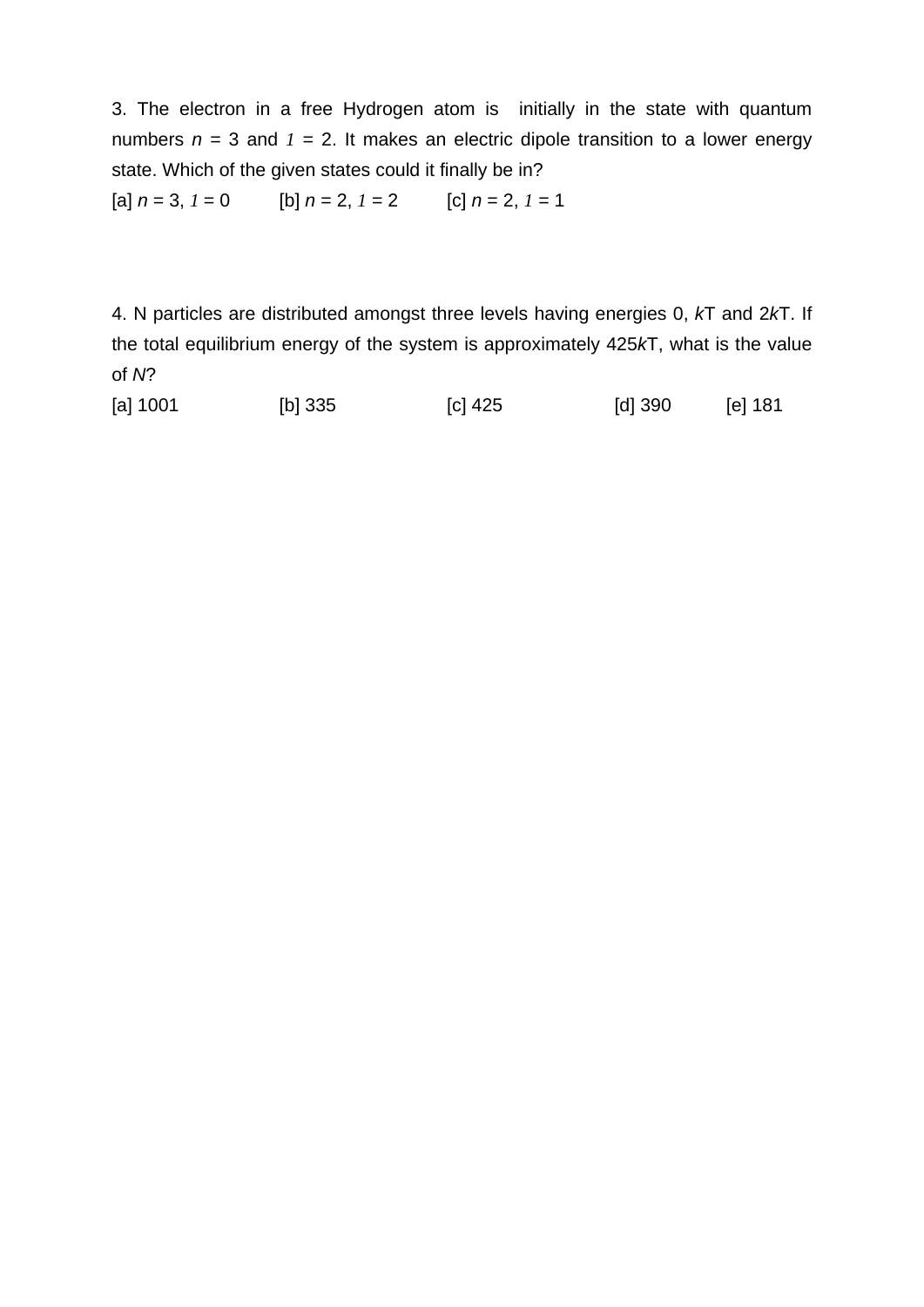3. The electron in a free Hydrogen atom is initially in the state with quantum numbers $n$ = 3 and $l$ = 2. It makes an electric dipole transition to a lower energy state. Which of the given states could it finally be in?

[a] $n$ = 3, $l$ = 0    [b] $n$ = 2, $l$ = 2    [c] $n$ = 2, $l$ = 1

4. N particles are distributed amongst three levels having energies 0, $k$T and 2$k$T. If the total equilibrium energy of the system is approximately 425$k$T, what is the value of $N$?

[a] 1001    [b] 335    [c] 425    [d] 390    [e] 181